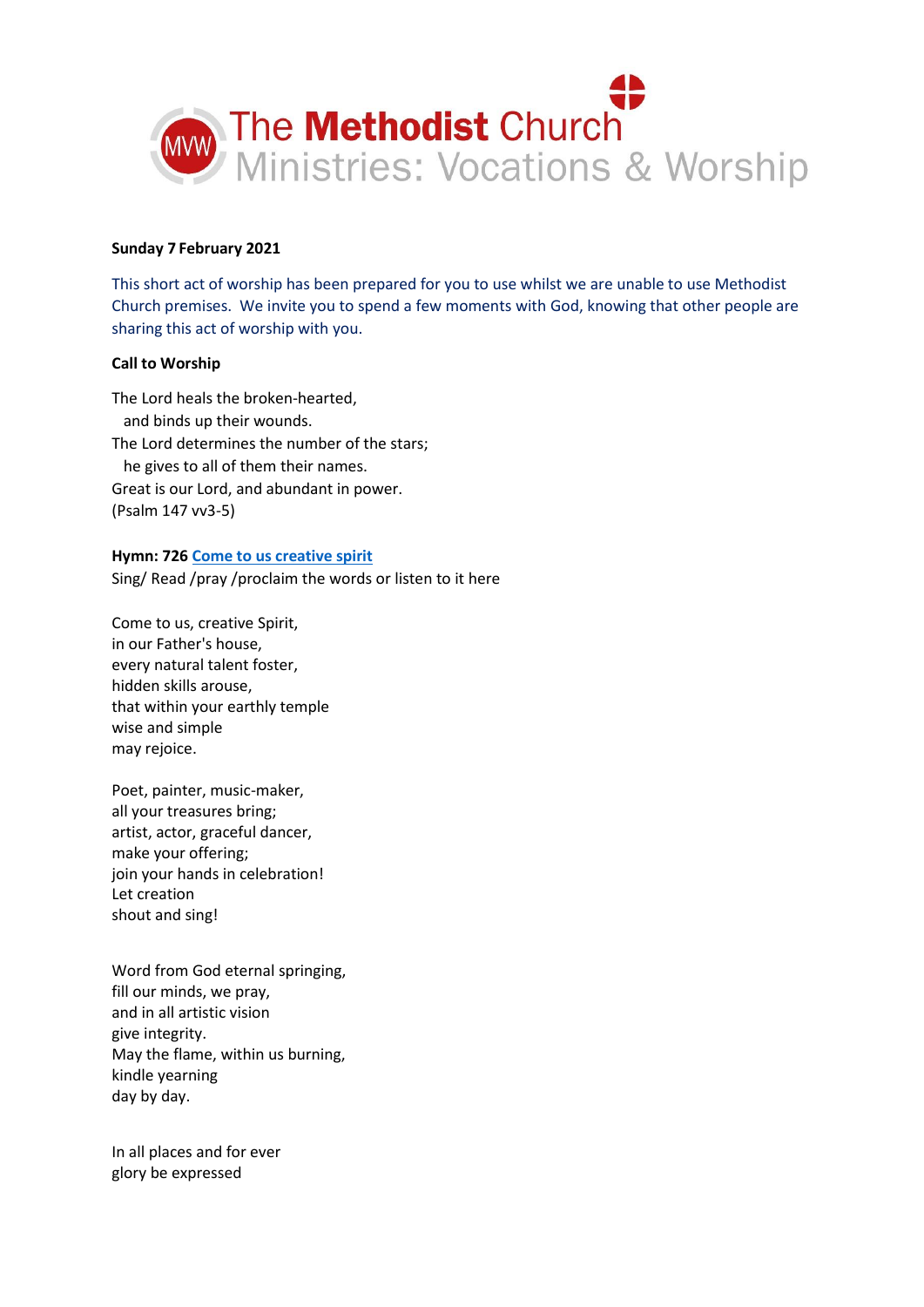The Methodist Church
Ministries: Vocations & Worship

**Sunday 7 February 2021**

This short act of worship has been prepared for you to use whilst we are unable to use Methodist Church premises. We invite you to spend a few moments with God, knowing that other people are sharing this act of worship with you.

**Call to Worship**

The Lord heals the broken-hearted,
  and binds up their wounds.
The Lord determines the number of the stars;
  he gives to all of them their names.
Great is our Lord, and abundant in power.
(Psalm 147 vv3-5)

**Hymn: 726 Come to us creative spirit**
Sing/ Read /pray /proclaim the words or listen to it here

Come to us, creative Spirit,
in our Father's house,
every natural talent foster,
hidden skills arouse,
that within your earthly temple
wise and simple
may rejoice.

Poet, painter, music-maker,
all your treasures bring;
artist, actor, graceful dancer,
make your offering;
join your hands in celebration!
Let creation
shout and sing!

Word from God eternal springing,
fill our minds, we pray,
and in all artistic vision
give integrity.
May the flame, within us burning,
kindle yearning
day by day.

In all places and for ever
glory be expressed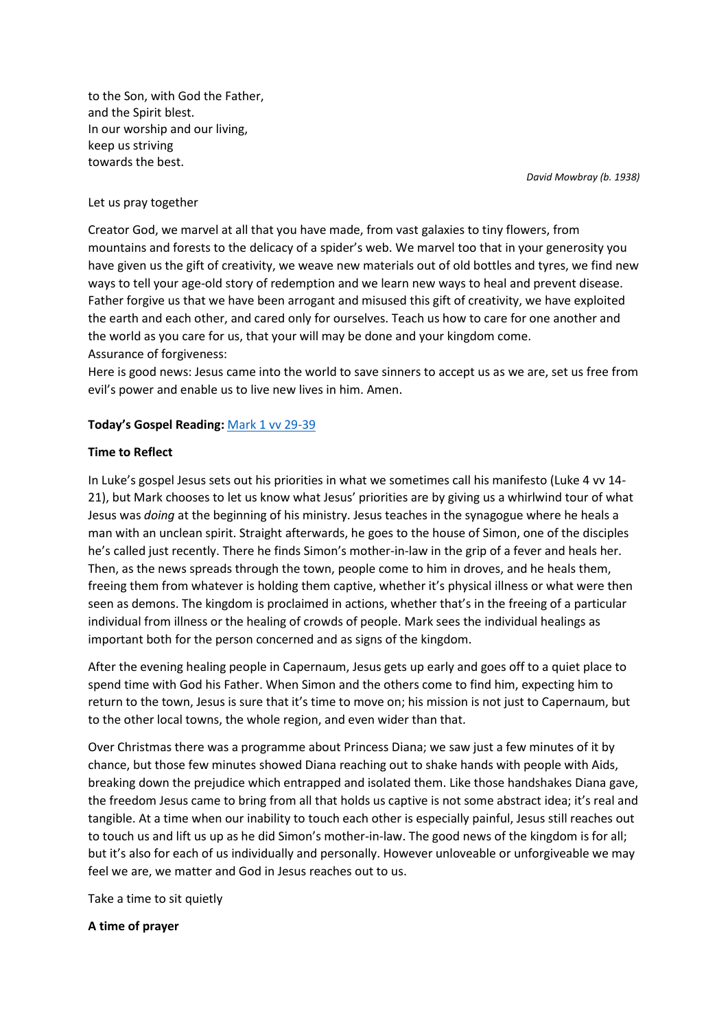to the Son, with God the Father,
and the Spirit blest.
In our worship and our living,
keep us striving
towards the best.

*David Mowbray (b. 1938)*

Let us pray together

Creator God, we marvel at all that you have made, from vast galaxies to tiny flowers, from mountains and forests to the delicacy of a spider's web. We marvel too that in your generosity you have given us the gift of creativity, we weave new materials out of old bottles and tyres, we find new ways to tell your age-old story of redemption and we learn new ways to heal and prevent disease. Father forgive us that we have been arrogant and misused this gift of creativity, we have exploited the earth and each other, and cared only for ourselves. Teach us how to care for one another and the world as you care for us, that your will may be done and your kingdom come.
Assurance of forgiveness:
Here is good news: Jesus came into the world to save sinners to accept us as we are, set us free from evil's power and enable us to live new lives in him. Amen.

**Today's Gospel Reading:** [Mark 1 vv 29-39]

**Time to Reflect**

In Luke's gospel Jesus sets out his priorities in what we sometimes call his manifesto (Luke 4 vv 14-21), but Mark chooses to let us know what Jesus' priorities are by giving us a whirlwind tour of what Jesus was *doing* at the beginning of his ministry. Jesus teaches in the synagogue where he heals a man with an unclean spirit. Straight afterwards, he goes to the house of Simon, one of the disciples he's called just recently. There he finds Simon's mother-in-law in the grip of a fever and heals her. Then, as the news spreads through the town, people come to him in droves, and he heals them, freeing them from whatever is holding them captive, whether it's physical illness or what were then seen as demons. The kingdom is proclaimed in actions, whether that's in the freeing of a particular individual from illness or the healing of crowds of people. Mark sees the individual healings as important both for the person concerned and as signs of the kingdom.

After the evening healing people in Capernaum, Jesus gets up early and goes off to a quiet place to spend time with God his Father. When Simon and the others come to find him, expecting him to return to the town, Jesus is sure that it's time to move on; his mission is not just to Capernaum, but to the other local towns, the whole region, and even wider than that.

Over Christmas there was a programme about Princess Diana; we saw just a few minutes of it by chance, but those few minutes showed Diana reaching out to shake hands with people with Aids, breaking down the prejudice which entrapped and isolated them. Like those handshakes Diana gave, the freedom Jesus came to bring from all that holds us captive is not some abstract idea; it's real and tangible. At a time when our inability to touch each other is especially painful, Jesus still reaches out to touch us and lift us up as he did Simon's mother-in-law. The good news of the kingdom is for all; but it's also for each of us individually and personally. However unloveable or unforgiveable we may feel we are, we matter and God in Jesus reaches out to us.

Take a time to sit quietly

**A time of prayer**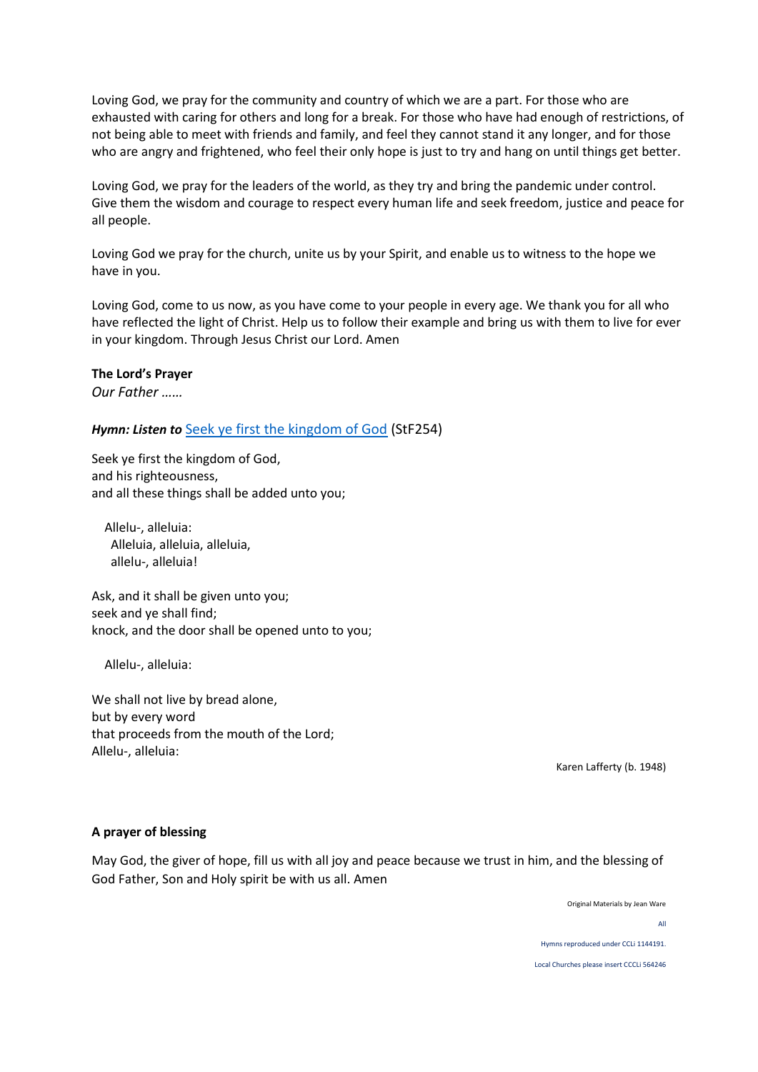Loving God, we pray for the community and country of which we are a part. For those who are exhausted with caring for others and long for a break. For those who have had enough of restrictions, of not being able to meet with friends and family, and feel they cannot stand it any longer, and for those who are angry and frightened, who feel their only hope is just to try and hang on until things get better.

Loving God, we pray for the leaders of the world, as they try and bring the pandemic under control. Give them the wisdom and courage to respect every human life and seek freedom, justice and peace for all people.

Loving God we pray for the church, unite us by your Spirit, and enable us to witness to the hope we have in you.

Loving God, come to us now, as you have come to your people in every age. We thank you for all who have reflected the light of Christ. Help us to follow their example and bring us with them to live for ever in your kingdom. Through Jesus Christ our Lord. Amen

**The Lord's Prayer**

*Our Father ……*

***Hymn: Listen to*** Seek ye first the kingdom of God (StF254)

Seek ye first the kingdom of God,
and his righteousness,
and all these things shall be added unto you;

Allelu-, alleluia:
Alleluia, alleluia, alleluia,
allelu-, alleluia!

Ask, and it shall be given unto you;
seek and ye shall find;
knock, and the door shall be opened unto to you;

Allelu-, alleluia:

We shall not live by bread alone,
but by every word
that proceeds from the mouth of the Lord;
Allelu-, alleluia:

Karen Lafferty (b. 1948)

**A prayer of blessing**

May God, the giver of hope, fill us with all joy and peace because we trust in him, and the blessing of God Father, Son and Holy spirit be with us all. Amen

Original Materials by Jean Ware

All

Hymns reproduced under CCLi 1144191.

Local Churches please insert CCCLi 564246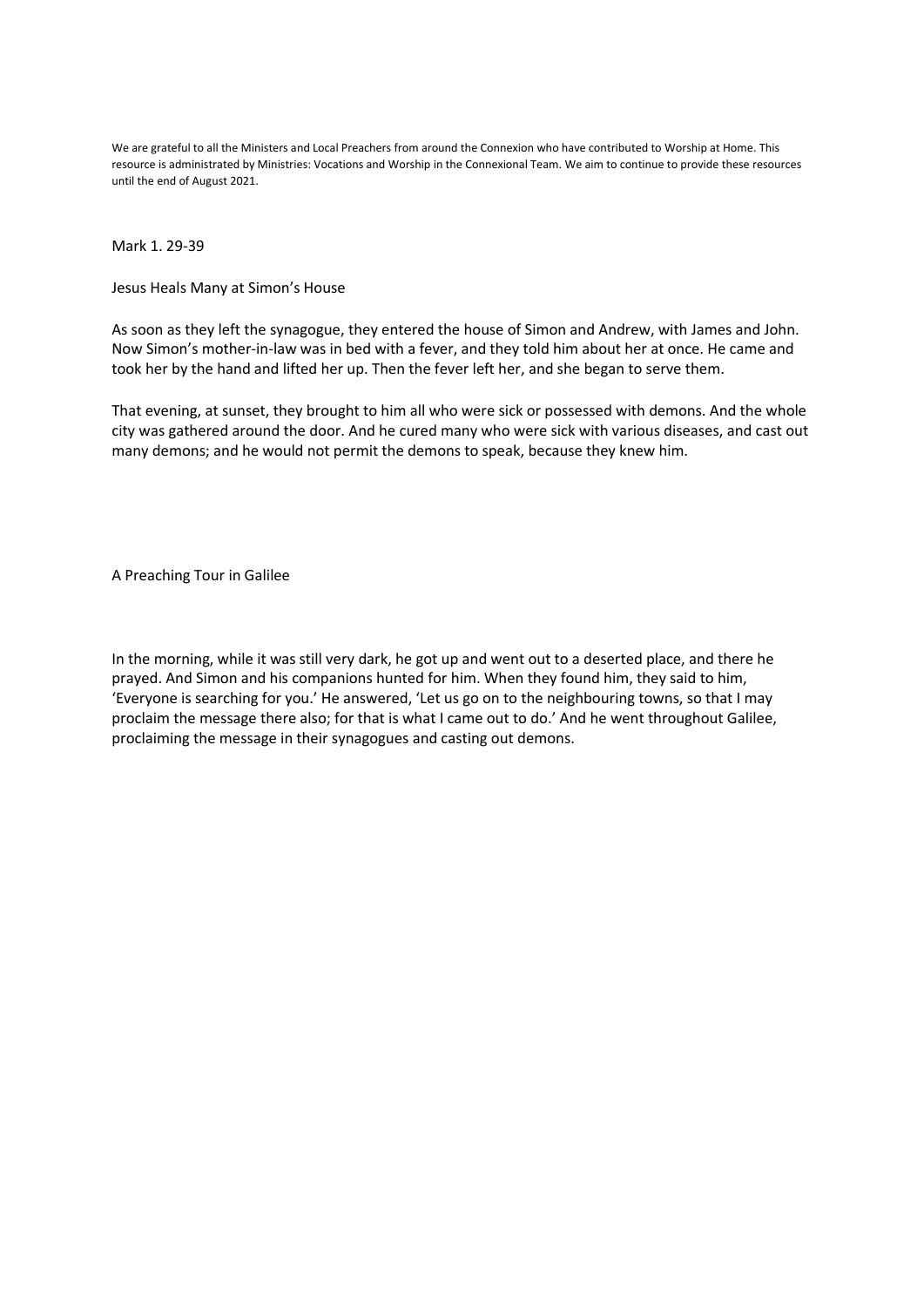We are grateful to all the Ministers and Local Preachers from around the Connexion who have contributed to Worship at Home. This resource is administrated by Ministries: Vocations and Worship in the Connexional Team. We aim to continue to provide these resources until the end of August 2021.

Mark 1. 29-39

### Jesus Heals Many at Simon's House

As soon as they left the synagogue, they entered the house of Simon and Andrew, with James and John. Now Simon's mother-in-law was in bed with a fever, and they told him about her at once. He came and took her by the hand and lifted her up. Then the fever left her, and she began to serve them.

That evening, at sunset, they brought to him all who were sick or possessed with demons. And the whole city was gathered around the door. And he cured many who were sick with various diseases, and cast out many demons; and he would not permit the demons to speak, because they knew him.

### A Preaching Tour in Galilee

In the morning, while it was still very dark, he got up and went out to a deserted place, and there he prayed. And Simon and his companions hunted for him. When they found him, they said to him, 'Everyone is searching for you.' He answered, 'Let us go on to the neighbouring towns, so that I may proclaim the message there also; for that is what I came out to do.' And he went throughout Galilee, proclaiming the message in their synagogues and casting out demons.